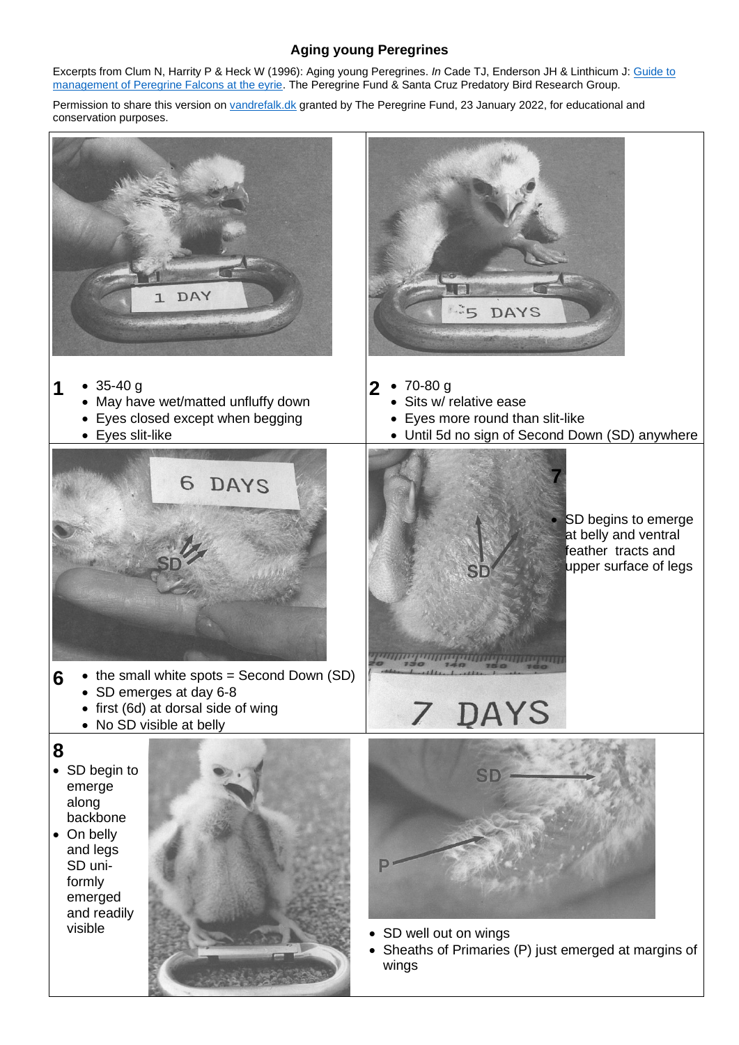# Aging young Peregrines

Excerpts from Clum N, Harrity P & Heck W (1996): Aging young Peregrines. *In* Cade TJ, Enderson JH & Linthicum J: Guide to management of Peregrine Falcons at the eyrie. The Peregrine Fund & Santa Cruz Predatory Bird Research Group.

Permission to share this version on vandrefalk.dk granted by The Peregrine Fund, 23 January 2022, for educational and conservation purposes.

1 DAY

**1**

- 35-40 g
- May have wet/matted unfluffy down
- Eyes closed except when begging
- Eyes slit-like

5 DAYS

**2**

- 70-80 g
- Sits w/ relative ease
- Eyes more round than slit-like
- Until 5d no sign of Second Down (SD) anywhere

6 DAYS

**6**

- the small white spots = Second Down (SD)
- SD emerges at day 6-8
- first (6d) at dorsal side of wing
- No SD visible at belly

7 DAYS

**7**

- SD begins to emerge at belly and ventral feather tracts and upper surface of legs

**8**

- SD begin to emerge along backbone
- On belly and legs SD uniformly emerged and readily visible

- SD well out on wings
- Sheaths of Primaries (P) just emerged at margins of wings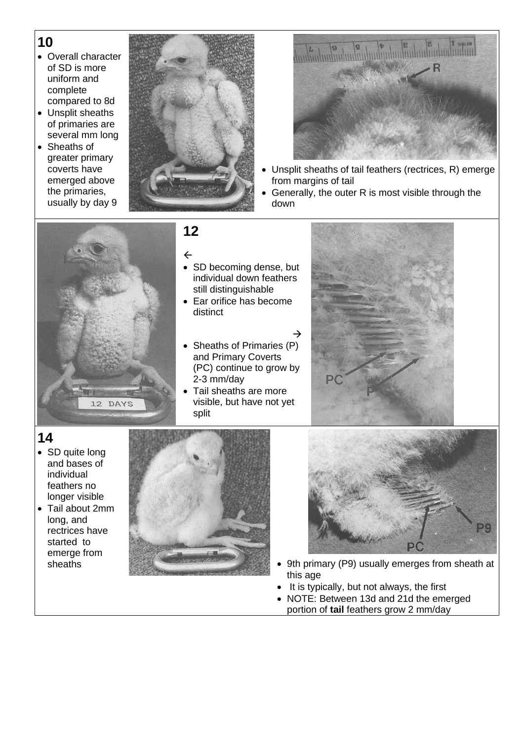## 10

- Overall character of SD is more uniform and complete compared to 8d
- Unsplit sheaths of primaries are several mm long
- Sheaths of greater primary coverts have emerged above the primaries, usually by day 9

- Unsplit sheaths of tail feathers (rectrices, R) emerge from margins of tail
- Generally, the outer R is most visible through the down

## 12

←

- SD becoming dense, but individual down feathers still distinguishable
- Ear orifice has become distinct

→

- Sheaths of Primaries (P) and Primary Coverts (PC) continue to grow by 2-3 mm/day
- Tail sheaths are more visible, but have not yet split

## 14

- SD quite long and bases of individual feathers no longer visible
- Tail about 2mm long, and rectrices have started to emerge from sheaths

- 9th primary (P9) usually emerges from sheath at this age
- It is typically, but not always, the first
- NOTE: Between 13d and 21d the emerged portion of **tail** feathers grow 2 mm/day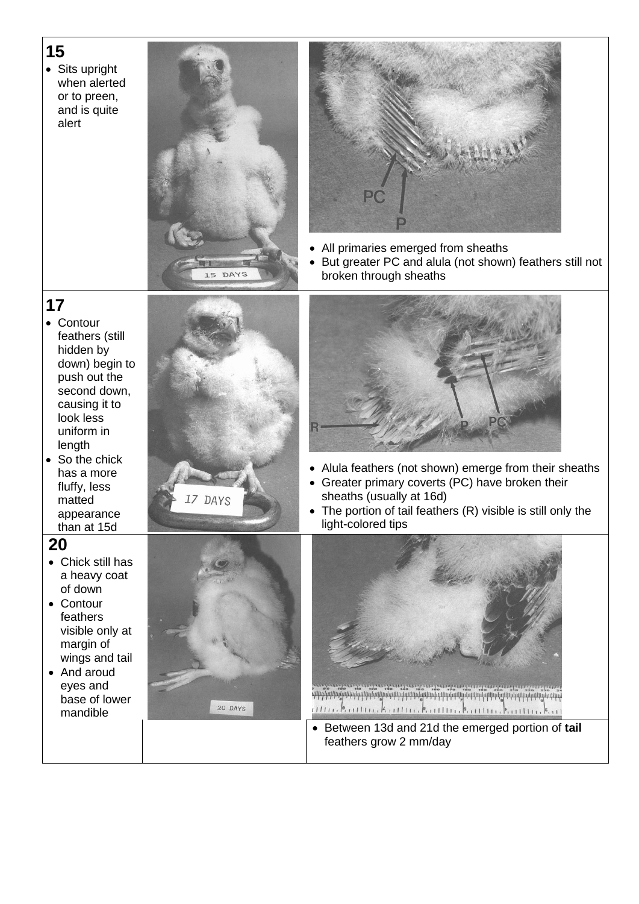| Day | Description | Photo | Detail |
| --- | --- | --- | --- |
| **15** | • Sits upright when alerted or to preen, and is quite alert | | • All primaries emerged from sheaths<br>• But greater PC and alula (not shown) feathers still not broken through sheaths |
| **17** | • Contour feathers (still hidden by down) begin to push out the second down, causing it to look less uniform in length<br>• So the chick has a more fluffy, less matted appearance than at 15d | | • Alula feathers (not shown) emerge from their sheaths<br>• Greater primary coverts (PC) have broken their sheaths (usually at 16d)<br>• The portion of tail feathers (R) visible is still only the light-colored tips |
| **20** | • Chick still has a heavy coat of down<br>• Contour feathers visible only at margin of wings and tail<br>• And aroud eyes and base of lower mandible | | • Between 13d and 21d the emerged portion of **tail** feathers grow 2 mm/day |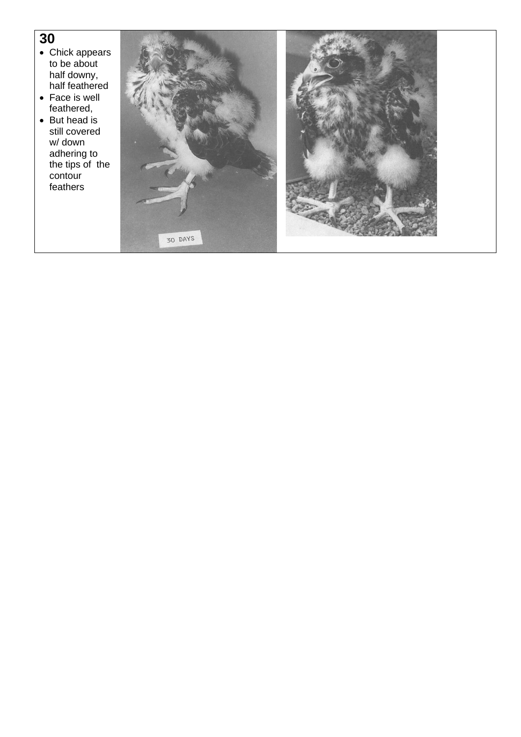**30**

- Chick appears to be about half downy, half feathered
- Face is well feathered,
- But head is still covered w/ down adhering to the tips of the contour feathers

30 DAYS